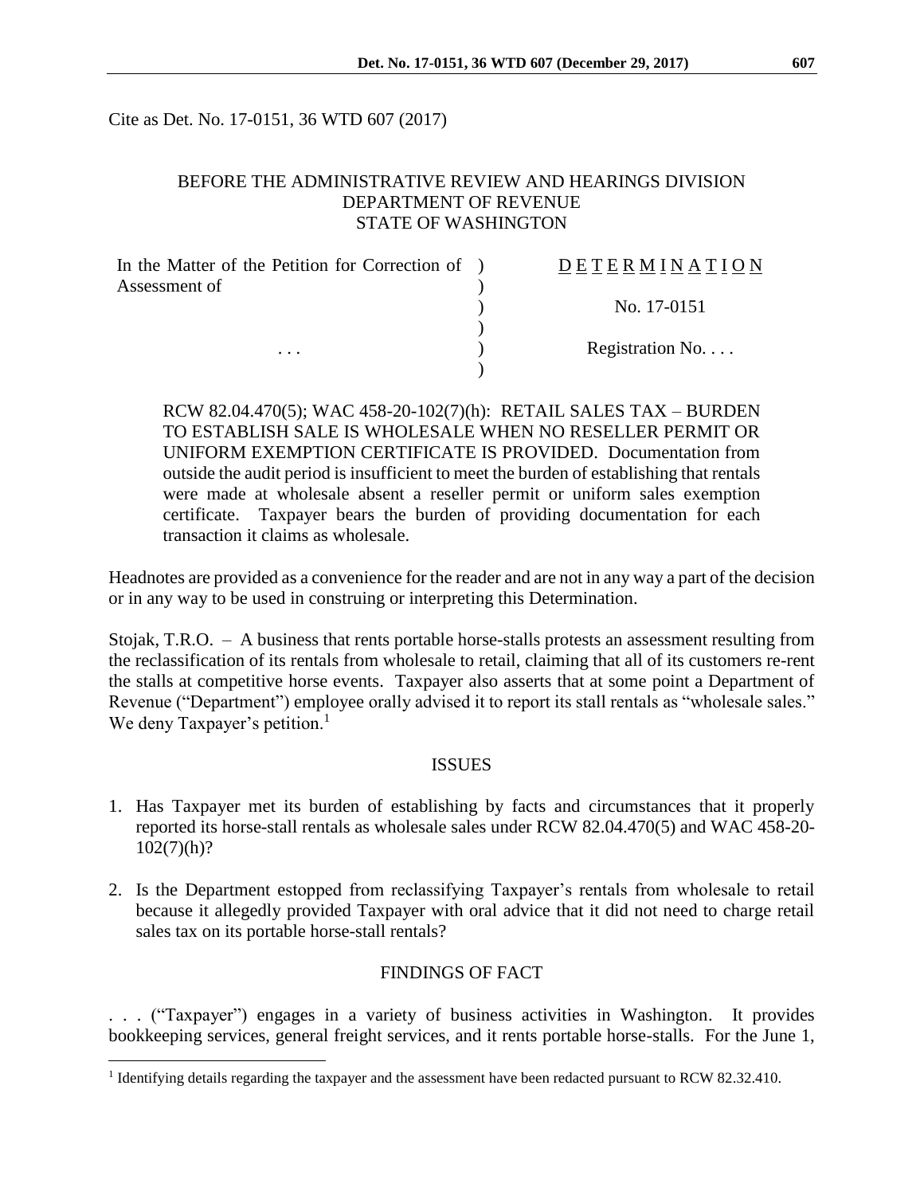Cite as Det. No. 17-0151, 36 WTD 607 (2017)

BEFORE THE ADMINISTRATIVE REVIEW AND HEARINGS DIVISION
DEPARTMENT OF REVENUE
STATE OF WASHINGTON

| In the Matter of the Petition for Correction of Assessment of | ) | DETERMINATION |
|---|---|---|
| | ) | No. 17-0151 |
| . . . | ) | Registration No. . . . |

RCW 82.04.470(5); WAC 458-20-102(7)(h): RETAIL SALES TAX – BURDEN TO ESTABLISH SALE IS WHOLESALE WHEN NO RESELLER PERMIT OR UNIFORM EXEMPTION CERTIFICATE IS PROVIDED. Documentation from outside the audit period is insufficient to meet the burden of establishing that rentals were made at wholesale absent a reseller permit or uniform sales exemption certificate. Taxpayer bears the burden of providing documentation for each transaction it claims as wholesale.

Headnotes are provided as a convenience for the reader and are not in any way a part of the decision or in any way to be used in construing or interpreting this Determination.

Stojak, T.R.O. – A business that rents portable horse-stalls protests an assessment resulting from the reclassification of its rentals from wholesale to retail, claiming that all of its customers re-rent the stalls at competitive horse events. Taxpayer also asserts that at some point a Department of Revenue ("Department") employee orally advised it to report its stall rentals as "wholesale sales." We deny Taxpayer's petition.[1]

## ISSUES

1. Has Taxpayer met its burden of establishing by facts and circumstances that it properly reported its horse-stall rentals as wholesale sales under RCW 82.04.470(5) and WAC 458-20-102(7)(h)?

2. Is the Department estopped from reclassifying Taxpayer's rentals from wholesale to retail because it allegedly provided Taxpayer with oral advice that it did not need to charge retail sales tax on its portable horse-stall rentals?

## FINDINGS OF FACT

. . . ("Taxpayer") engages in a variety of business activities in Washington. It provides bookkeeping services, general freight services, and it rents portable horse-stalls. For the June 1,

[1] Identifying details regarding the taxpayer and the assessment have been redacted pursuant to RCW 82.32.410.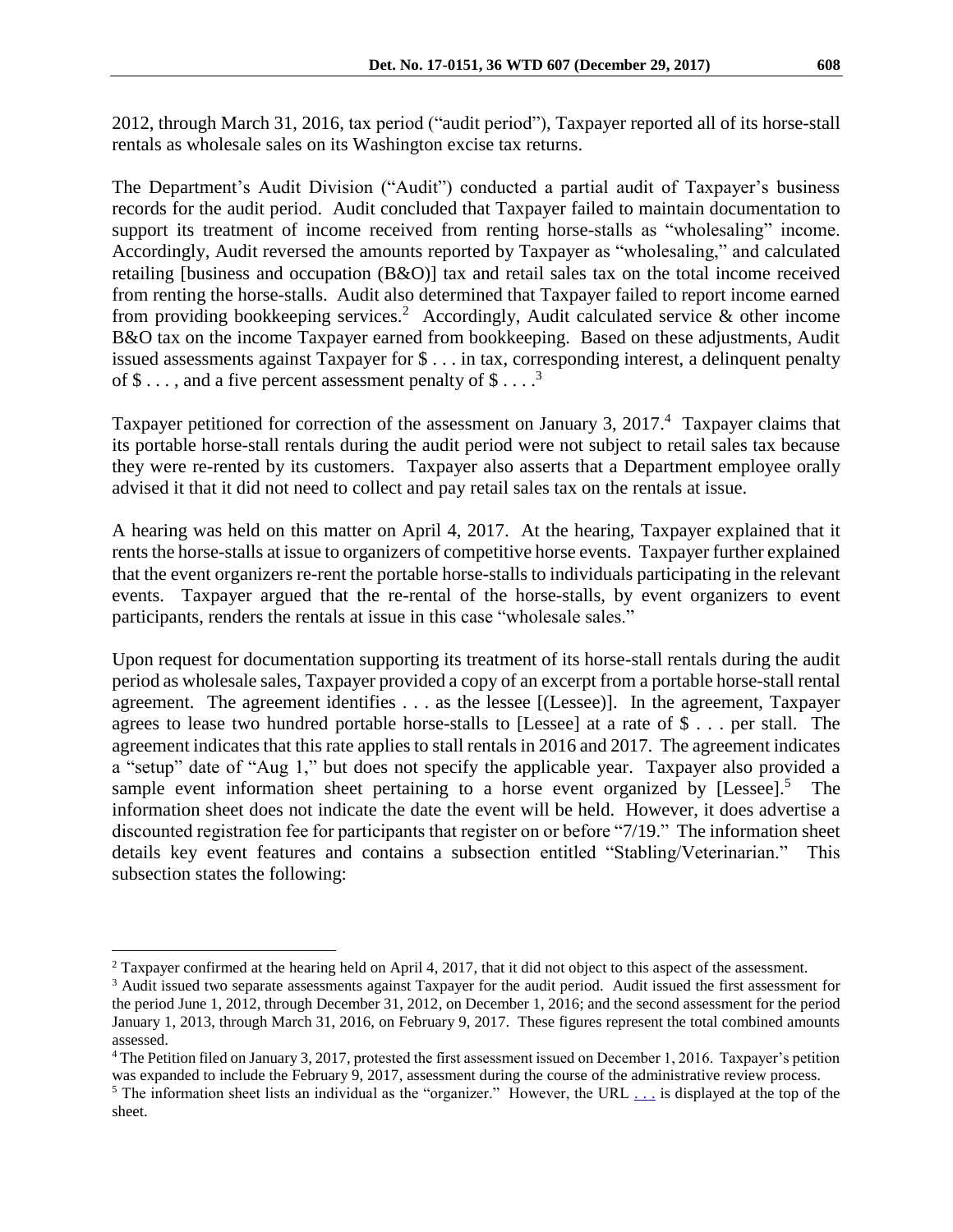2012, through March 31, 2016, tax period ("audit period"), Taxpayer reported all of its horse-stall rentals as wholesale sales on its Washington excise tax returns.

The Department's Audit Division ("Audit") conducted a partial audit of Taxpayer's business records for the audit period. Audit concluded that Taxpayer failed to maintain documentation to support its treatment of income received from renting horse-stalls as "wholesaling" income. Accordingly, Audit reversed the amounts reported by Taxpayer as "wholesaling," and calculated retailing [business and occupation (B&O)] tax and retail sales tax on the total income received from renting the horse-stalls. Audit also determined that Taxpayer failed to report income earned from providing bookkeeping services.[2] Accordingly, Audit calculated service & other income B&O tax on the income Taxpayer earned from bookkeeping. Based on these adjustments, Audit issued assessments against Taxpayer for $ . . . in tax, corresponding interest, a delinquent penalty of $ . . . , and a five percent assessment penalty of $ . . . .[3]

Taxpayer petitioned for correction of the assessment on January 3, 2017.[4] Taxpayer claims that its portable horse-stall rentals during the audit period were not subject to retail sales tax because they were re-rented by its customers. Taxpayer also asserts that a Department employee orally advised it that it did not need to collect and pay retail sales tax on the rentals at issue.

A hearing was held on this matter on April 4, 2017. At the hearing, Taxpayer explained that it rents the horse-stalls at issue to organizers of competitive horse events. Taxpayer further explained that the event organizers re-rent the portable horse-stalls to individuals participating in the relevant events. Taxpayer argued that the re-rental of the horse-stalls, by event organizers to event participants, renders the rentals at issue in this case "wholesale sales."

Upon request for documentation supporting its treatment of its horse-stall rentals during the audit period as wholesale sales, Taxpayer provided a copy of an excerpt from a portable horse-stall rental agreement. The agreement identifies . . . as the lessee [(Lessee)]. In the agreement, Taxpayer agrees to lease two hundred portable horse-stalls to [Lessee] at a rate of $ . . . per stall. The agreement indicates that this rate applies to stall rentals in 2016 and 2017. The agreement indicates a "setup" date of "Aug 1," but does not specify the applicable year. Taxpayer also provided a sample event information sheet pertaining to a horse event organized by [Lessee].[5] The information sheet does not indicate the date the event will be held. However, it does advertise a discounted registration fee for participants that register on or before "7/19." The information sheet details key event features and contains a subsection entitled "Stabling/Veterinarian." This subsection states the following:

---

[2] Taxpayer confirmed at the hearing held on April 4, 2017, that it did not object to this aspect of the assessment.

[3] Audit issued two separate assessments against Taxpayer for the audit period. Audit issued the first assessment for the period June 1, 2012, through December 31, 2012, on December 1, 2016; and the second assessment for the period January 1, 2013, through March 31, 2016, on February 9, 2017. These figures represent the total combined amounts assessed.

[4] The Petition filed on January 3, 2017, protested the first assessment issued on December 1, 2016. Taxpayer's petition was expanded to include the February 9, 2017, assessment during the course of the administrative review process.

[5] The information sheet lists an individual as the "organizer." However, the URL . . . is displayed at the top of the sheet.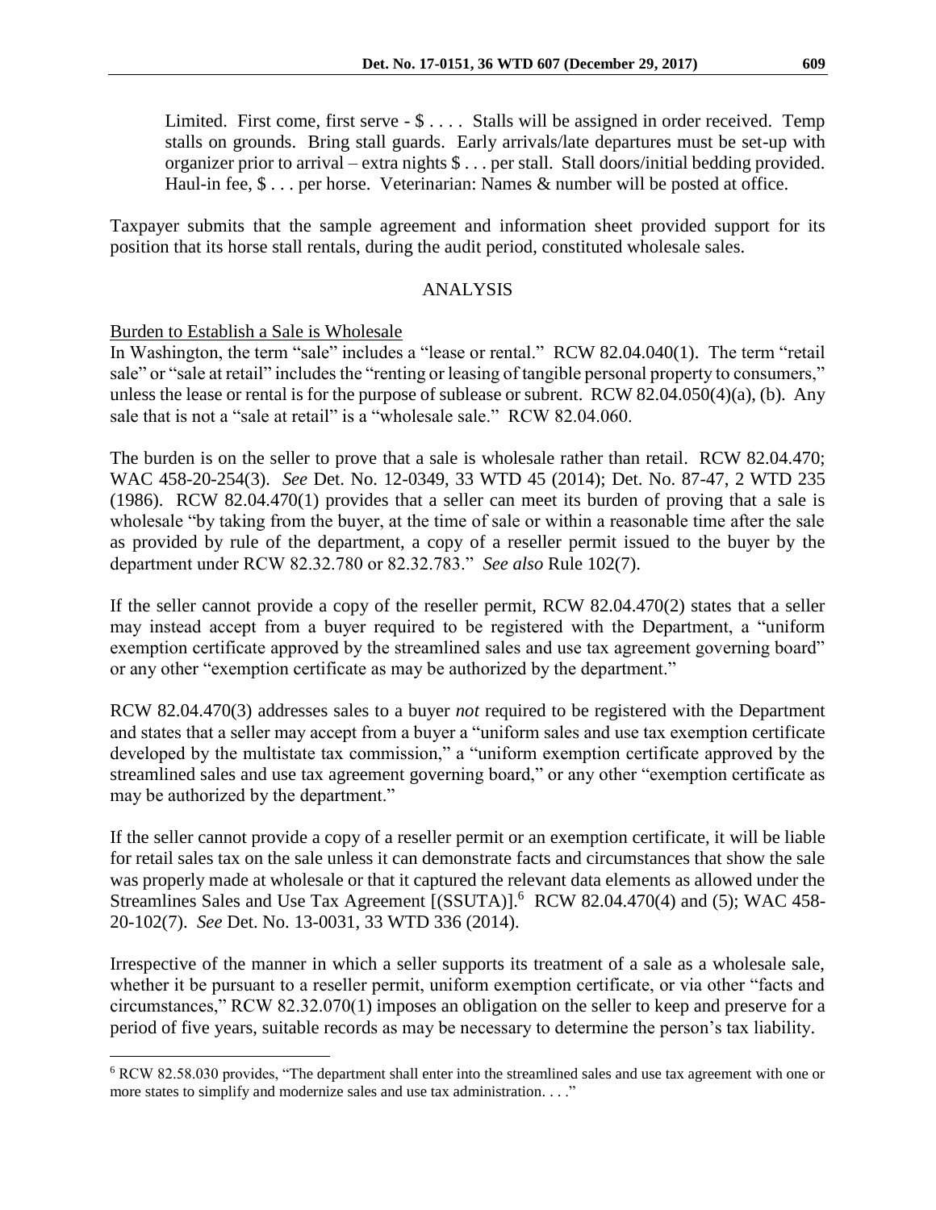Limited. First come, first serve - $ . . . . Stalls will be assigned in order received. Temp stalls on grounds. Bring stall guards. Early arrivals/late departures must be set-up with organizer prior to arrival – extra nights $ . . . per stall. Stall doors/initial bedding provided. Haul-in fee, $ . . . per horse. Veterinarian: Names & number will be posted at office.

Taxpayer submits that the sample agreement and information sheet provided support for its position that its horse stall rentals, during the audit period, constituted wholesale sales.

## ANALYSIS

Burden to Establish a Sale is Wholesale

In Washington, the term "sale" includes a "lease or rental." RCW 82.04.040(1). The term "retail sale" or "sale at retail" includes the "renting or leasing of tangible personal property to consumers," unless the lease or rental is for the purpose of sublease or subrent. RCW 82.04.050(4)(a), (b). Any sale that is not a "sale at retail" is a "wholesale sale." RCW 82.04.060.

The burden is on the seller to prove that a sale is wholesale rather than retail. RCW 82.04.470; WAC 458-20-254(3). *See* Det. No. 12-0349, 33 WTD 45 (2014); Det. No. 87-47, 2 WTD 235 (1986). RCW 82.04.470(1) provides that a seller can meet its burden of proving that a sale is wholesale "by taking from the buyer, at the time of sale or within a reasonable time after the sale as provided by rule of the department, a copy of a reseller permit issued to the buyer by the department under RCW 82.32.780 or 82.32.783." *See also* Rule 102(7).

If the seller cannot provide a copy of the reseller permit, RCW 82.04.470(2) states that a seller may instead accept from a buyer required to be registered with the Department, a "uniform exemption certificate approved by the streamlined sales and use tax agreement governing board" or any other "exemption certificate as may be authorized by the department."

RCW 82.04.470(3) addresses sales to a buyer *not* required to be registered with the Department and states that a seller may accept from a buyer a "uniform sales and use tax exemption certificate developed by the multistate tax commission," a "uniform exemption certificate approved by the streamlined sales and use tax agreement governing board," or any other "exemption certificate as may be authorized by the department."

If the seller cannot provide a copy of a reseller permit or an exemption certificate, it will be liable for retail sales tax on the sale unless it can demonstrate facts and circumstances that show the sale was properly made at wholesale or that it captured the relevant data elements as allowed under the Streamlines Sales and Use Tax Agreement [(SSUTA)].[6] RCW 82.04.470(4) and (5); WAC 458-20-102(7). *See* Det. No. 13-0031, 33 WTD 336 (2014).

Irrespective of the manner in which a seller supports its treatment of a sale as a wholesale sale, whether it be pursuant to a reseller permit, uniform exemption certificate, or via other "facts and circumstances," RCW 82.32.070(1) imposes an obligation on the seller to keep and preserve for a period of five years, suitable records as may be necessary to determine the person's tax liability.

[6] RCW 82.58.030 provides, "The department shall enter into the streamlined sales and use tax agreement with one or more states to simplify and modernize sales and use tax administration. . . ."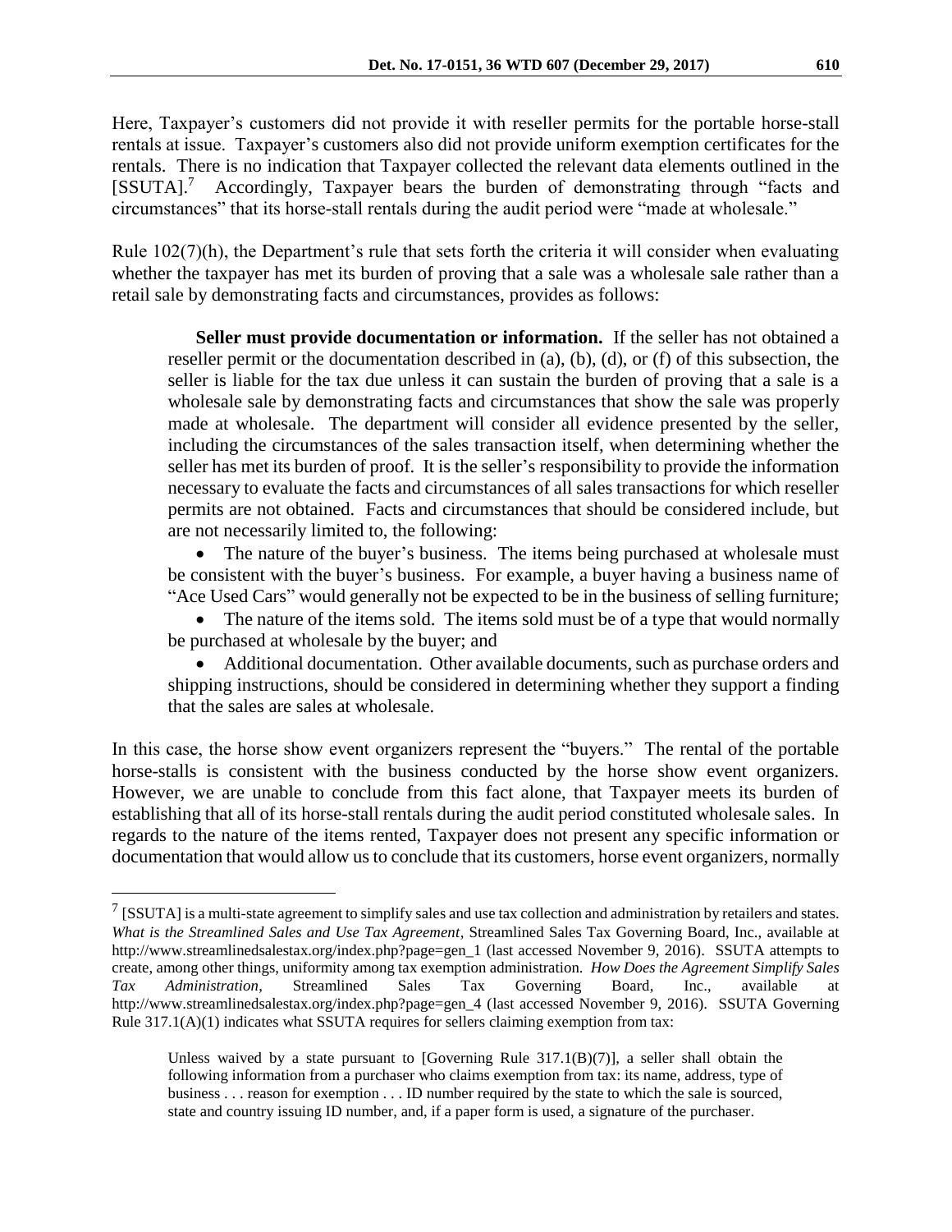Here, Taxpayer's customers did not provide it with reseller permits for the portable horse-stall rentals at issue. Taxpayer's customers also did not provide uniform exemption certificates for the rentals. There is no indication that Taxpayer collected the relevant data elements outlined in the [SSUTA].[7] Accordingly, Taxpayer bears the burden of demonstrating through "facts and circumstances" that its horse-stall rentals during the audit period were "made at wholesale."

Rule 102(7)(h), the Department's rule that sets forth the criteria it will consider when evaluating whether the taxpayer has met its burden of proving that a sale was a wholesale sale rather than a retail sale by demonstrating facts and circumstances, provides as follows:

> **Seller must provide documentation or information.** If the seller has not obtained a reseller permit or the documentation described in (a), (b), (d), or (f) of this subsection, the seller is liable for the tax due unless it can sustain the burden of proving that a sale is a wholesale sale by demonstrating facts and circumstances that show the sale was properly made at wholesale. The department will consider all evidence presented by the seller, including the circumstances of the sales transaction itself, when determining whether the seller has met its burden of proof. It is the seller's responsibility to provide the information necessary to evaluate the facts and circumstances of all sales transactions for which reseller permits are not obtained. Facts and circumstances that should be considered include, but are not necessarily limited to, the following:
>
> - The nature of the buyer's business. The items being purchased at wholesale must be consistent with the buyer's business. For example, a buyer having a business name of "Ace Used Cars" would generally not be expected to be in the business of selling furniture;
> - The nature of the items sold. The items sold must be of a type that would normally be purchased at wholesale by the buyer; and
> - Additional documentation. Other available documents, such as purchase orders and shipping instructions, should be considered in determining whether they support a finding that the sales are sales at wholesale.

In this case, the horse show event organizers represent the "buyers." The rental of the portable horse-stalls is consistent with the business conducted by the horse show event organizers. However, we are unable to conclude from this fact alone, that Taxpayer meets its burden of establishing that all of its horse-stall rentals during the audit period constituted wholesale sales. In regards to the nature of the items rented, Taxpayer does not present any specific information or documentation that would allow us to conclude that its customers, horse event organizers, normally

---

[7] [SSUTA] is a multi-state agreement to simplify sales and use tax collection and administration by retailers and states. *What is the Streamlined Sales and Use Tax Agreement*, Streamlined Sales Tax Governing Board, Inc., available at http://www.streamlinedsalestax.org/index.php?page=gen_1 (last accessed November 9, 2016). SSUTA attempts to create, among other things, uniformity among tax exemption administration. *How Does the Agreement Simplify Sales Tax Administration*, Streamlined Sales Tax Governing Board, Inc., available at http://www.streamlinedsalestax.org/index.php?page=gen_4 (last accessed November 9, 2016). SSUTA Governing Rule 317.1(A)(1) indicates what SSUTA requires for sellers claiming exemption from tax:

> Unless waived by a state pursuant to [Governing Rule 317.1(B)(7)], a seller shall obtain the following information from a purchaser who claims exemption from tax: its name, address, type of business . . . reason for exemption . . . ID number required by the state to which the sale is sourced, state and country issuing ID number, and, if a paper form is used, a signature of the purchaser.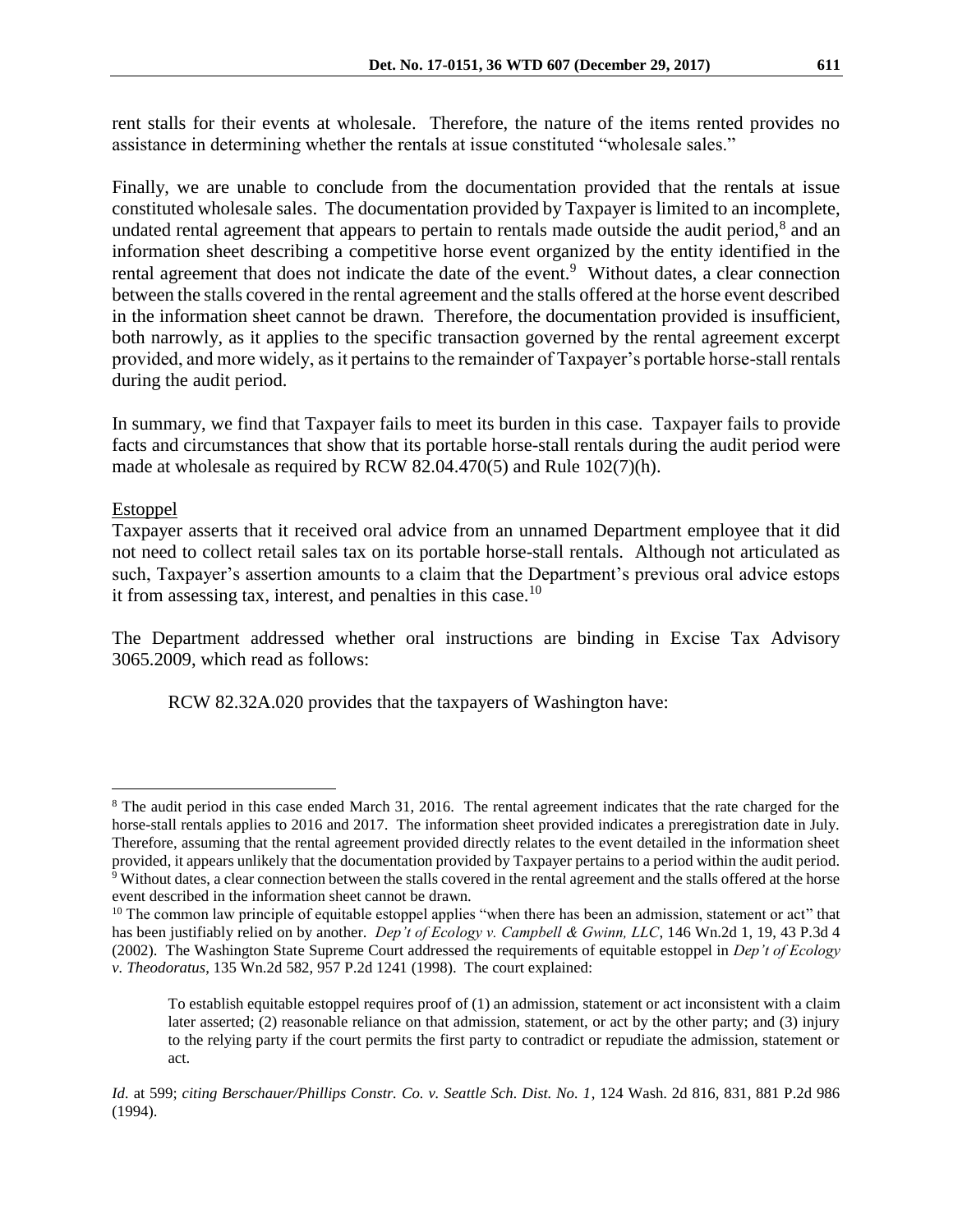rent stalls for their events at wholesale. Therefore, the nature of the items rented provides no assistance in determining whether the rentals at issue constituted "wholesale sales."

Finally, we are unable to conclude from the documentation provided that the rentals at issue constituted wholesale sales. The documentation provided by Taxpayer is limited to an incomplete, undated rental agreement that appears to pertain to rentals made outside the audit period,[8] and an information sheet describing a competitive horse event organized by the entity identified in the rental agreement that does not indicate the date of the event.[9] Without dates, a clear connection between the stalls covered in the rental agreement and the stalls offered at the horse event described in the information sheet cannot be drawn. Therefore, the documentation provided is insufficient, both narrowly, as it applies to the specific transaction governed by the rental agreement excerpt provided, and more widely, as it pertains to the remainder of Taxpayer's portable horse-stall rentals during the audit period.

In summary, we find that Taxpayer fails to meet its burden in this case. Taxpayer fails to provide facts and circumstances that show that its portable horse-stall rentals during the audit period were made at wholesale as required by RCW 82.04.470(5) and Rule 102(7)(h).

Estoppel

Taxpayer asserts that it received oral advice from an unnamed Department employee that it did not need to collect retail sales tax on its portable horse-stall rentals. Although not articulated as such, Taxpayer's assertion amounts to a claim that the Department's previous oral advice estops it from assessing tax, interest, and penalties in this case.[10]

The Department addressed whether oral instructions are binding in Excise Tax Advisory 3065.2009, which read as follows:

> RCW 82.32A.020 provides that the taxpayers of Washington have:

---

[8] The audit period in this case ended March 31, 2016. The rental agreement indicates that the rate charged for the horse-stall rentals applies to 2016 and 2017. The information sheet provided indicates a preregistration date in July. Therefore, assuming that the rental agreement provided directly relates to the event detailed in the information sheet provided, it appears unlikely that the documentation provided by Taxpayer pertains to a period within the audit period.

[9] Without dates, a clear connection between the stalls covered in the rental agreement and the stalls offered at the horse event described in the information sheet cannot be drawn.

[10] The common law principle of equitable estoppel applies "when there has been an admission, statement or act" that has been justifiably relied on by another. *Dep't of Ecology v. Campbell & Gwinn, LLC*, 146 Wn.2d 1, 19, 43 P.3d 4 (2002). The Washington State Supreme Court addressed the requirements of equitable estoppel in *Dep't of Ecology v. Theodoratus*, 135 Wn.2d 582, 957 P.2d 1241 (1998). The court explained:

> To establish equitable estoppel requires proof of (1) an admission, statement or act inconsistent with a claim later asserted; (2) reasonable reliance on that admission, statement, or act by the other party; and (3) injury to the relying party if the court permits the first party to contradict or repudiate the admission, statement or act.

*Id.* at 599; *citing Berschauer/Phillips Constr. Co. v. Seattle Sch. Dist. No. 1*, 124 Wash. 2d 816, 831, 881 P.2d 986 (1994).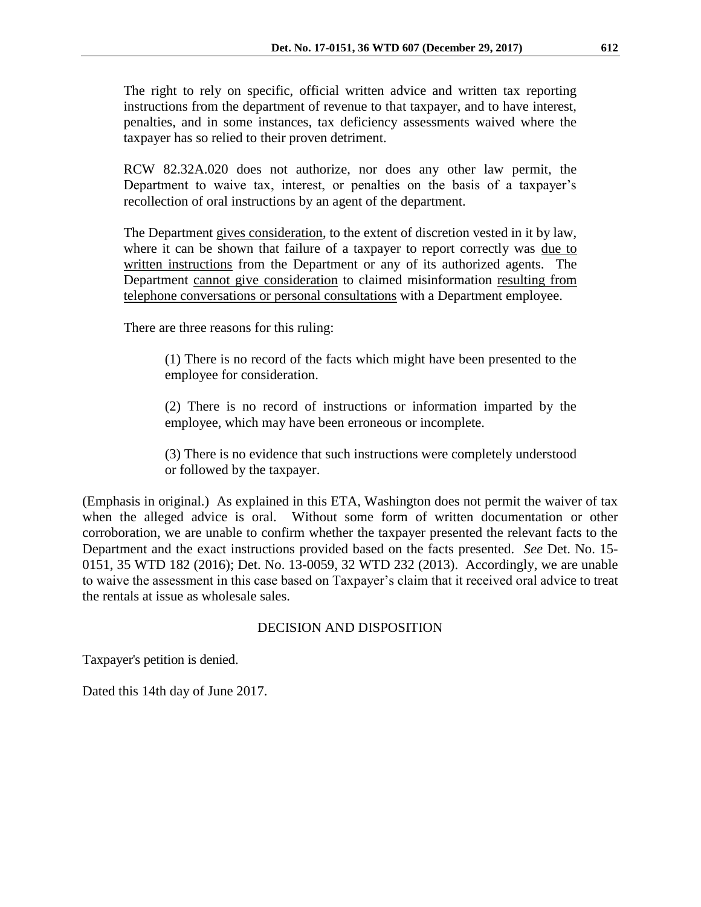> The right to rely on specific, official written advice and written tax reporting instructions from the department of revenue to that taxpayer, and to have interest, penalties, and in some instances, tax deficiency assessments waived where the taxpayer has so relied to their proven detriment.

> RCW 82.32A.020 does not authorize, nor does any other law permit, the Department to waive tax, interest, or penalties on the basis of a taxpayer's recollection of oral instructions by an agent of the department.
>
> The Department <u>gives consideration</u>, to the extent of discretion vested in it by law, where it can be shown that failure of a taxpayer to report correctly was <u>due to written instructions</u> from the Department or any of its authorized agents. The Department <u>cannot give consideration</u> to claimed misinformation <u>resulting from telephone conversations or personal consultations</u> with a Department employee.
>
> There are three reasons for this ruling:
>
> > (1) There is no record of the facts which might have been presented to the employee for consideration.
> >
> > (2) There is no record of instructions or information imparted by the employee, which may have been erroneous or incomplete.
> >
> > (3) There is no evidence that such instructions were completely understood or followed by the taxpayer.

(Emphasis in original.) As explained in this ETA, Washington does not permit the waiver of tax when the alleged advice is oral. Without some form of written documentation or other corroboration, we are unable to confirm whether the taxpayer presented the relevant facts to the Department and the exact instructions provided based on the facts presented. *See* Det. No. 15-0151, 35 WTD 182 (2016); Det. No. 13-0059, 32 WTD 232 (2013). Accordingly, we are unable to waive the assessment in this case based on Taxpayer's claim that it received oral advice to treat the rentals at issue as wholesale sales.

## DECISION AND DISPOSITION

Taxpayer's petition is denied.

Dated this 14th day of June 2017.